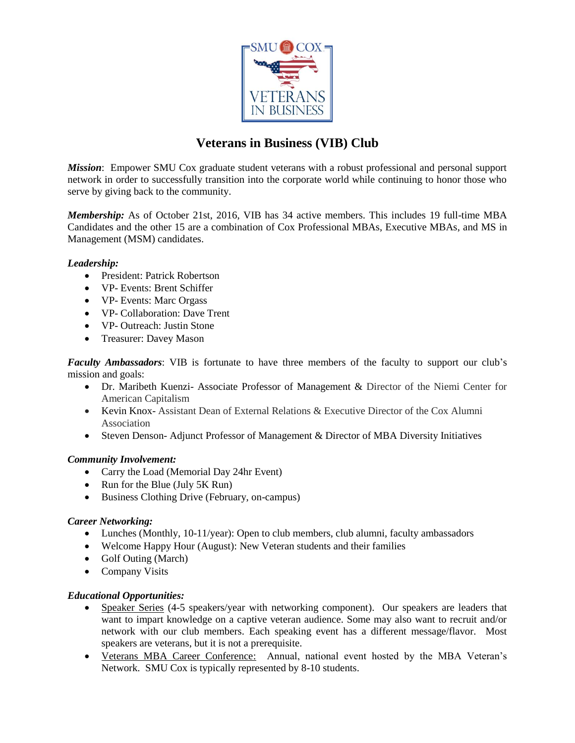# Veterans in Business (VIB) Club

***Mission***: Empower SMU Cox graduate student veterans with a robust professional and personal support network in order to successfully transition into the corporate world while continuing to honor those who serve by giving back to the community.

***Membership:*** As of October 21st, 2016, VIB has 34 active members. This includes 19 full-time MBA Candidates and the other 15 are a combination of Cox Professional MBAs, Executive MBAs, and MS in Management (MSM) candidates.

***Leadership:***

- President: Patrick Robertson
- VP- Events: Brent Schiffer
- VP- Events: Marc Orgass
- VP- Collaboration: Dave Trent
- VP- Outreach: Justin Stone
- Treasurer: Davey Mason

***Faculty Ambassadors***: VIB is fortunate to have three members of the faculty to support our club's mission and goals:

- Dr. Maribeth Kuenzi- Associate Professor of Management & Director of the Niemi Center for American Capitalism
- Kevin Knox- Assistant Dean of External Relations & Executive Director of the Cox Alumni Association
- Steven Denson- Adjunct Professor of Management & Director of MBA Diversity Initiatives

***Community Involvement:***

- Carry the Load (Memorial Day 24hr Event)
- Run for the Blue (July 5K Run)
- Business Clothing Drive (February, on-campus)

***Career Networking:***

- Lunches (Monthly, 10-11/year): Open to club members, club alumni, faculty ambassadors
- Welcome Happy Hour (August): New Veteran students and their families
- Golf Outing (March)
- Company Visits

***Educational Opportunities:***

- Speaker Series (4-5 speakers/year with networking component). Our speakers are leaders that want to impart knowledge on a captive veteran audience. Some may also want to recruit and/or network with our club members. Each speaking event has a different message/flavor. Most speakers are veterans, but it is not a prerequisite.
- Veterans MBA Career Conference: Annual, national event hosted by the MBA Veteran's Network. SMU Cox is typically represented by 8-10 students.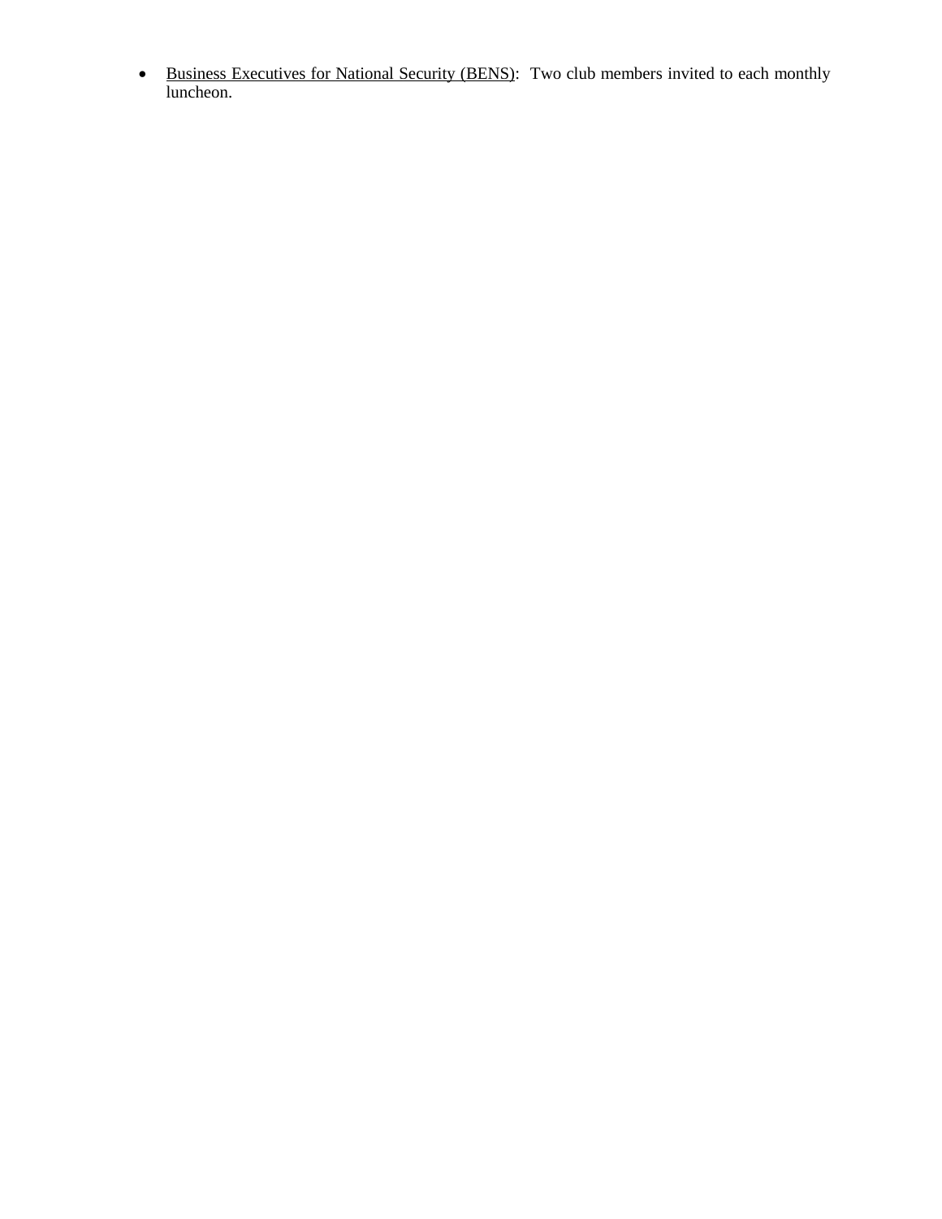- <u>Business Executives for National Security (BENS)</u>: Two club members invited to each monthly luncheon.